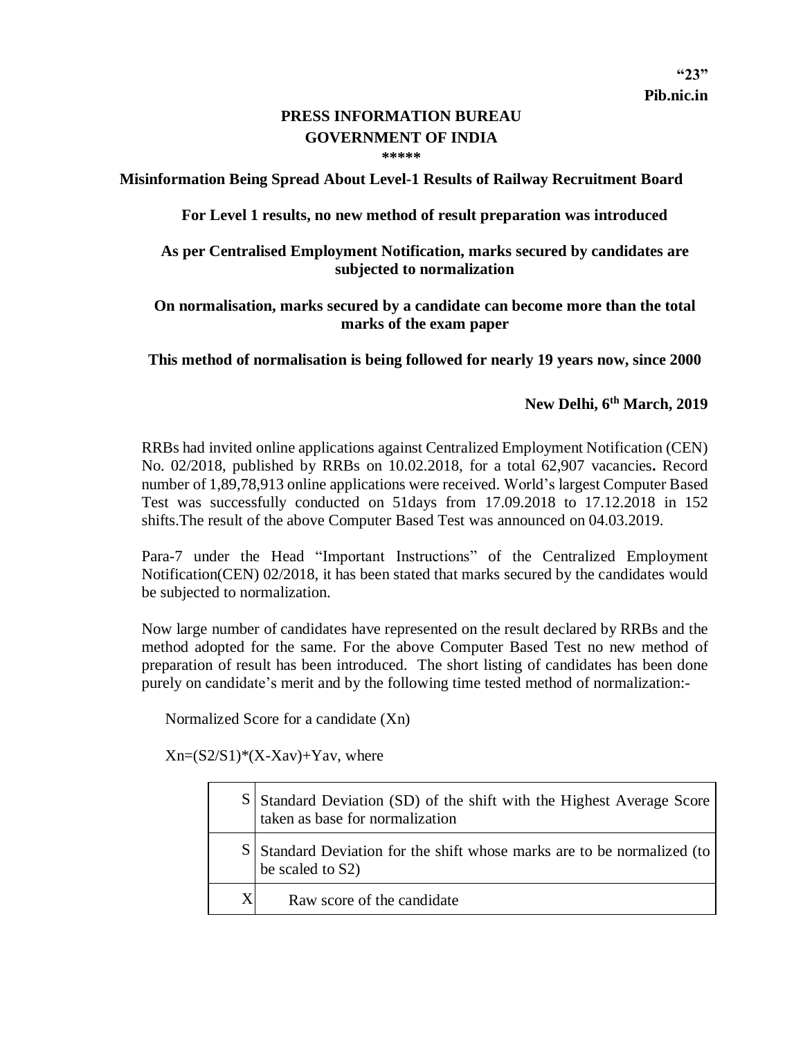**"23"**
**Pib.nic.in**

# PRESS INFORMATION BUREAU
# GOVERNMENT OF INDIA

\*\*\*\*\*

## Misinformation Being Spread About Level-1 Results of Railway Recruitment Board

**For Level 1 results, no new method of result preparation was introduced**

**As per Centralised Employment Notification, marks secured by candidates are subjected to normalization**

**On normalisation, marks secured by a candidate can become more than the total marks of the exam paper**

**This method of normalisation is being followed for nearly 19 years now, since 2000**

**New Delhi, 6th March, 2019**

RRBs had invited online applications against Centralized Employment Notification (CEN) No. 02/2018, published by RRBs on 10.02.2018, for a total 62,907 vacancies**.** Record number of 1,89,78,913 online applications were received. World's largest Computer Based Test was successfully conducted on 51days from 17.09.2018 to 17.12.2018 in 152 shifts.The result of the above Computer Based Test was announced on 04.03.2019.

Para-7 under the Head "Important Instructions" of the Centralized Employment Notification(CEN) 02/2018, it has been stated that marks secured by the candidates would be subjected to normalization.

Now large number of candidates have represented on the result declared by RRBs and the method adopted for the same. For the above Computer Based Test no new method of preparation of result has been introduced. The short listing of candidates has been done purely on candidate's merit and by the following time tested method of normalization:-

Normalized Score for a candidate (Xn)

Xn=(S2/S1)*(X-Xav)+Yav, where

| | |
|---|---|
| S | Standard Deviation (SD) of the shift with the Highest Average Score taken as base for normalization |
| S | Standard Deviation for the shift whose marks are to be normalized (to be scaled to S2) |
| X | Raw score of the candidate |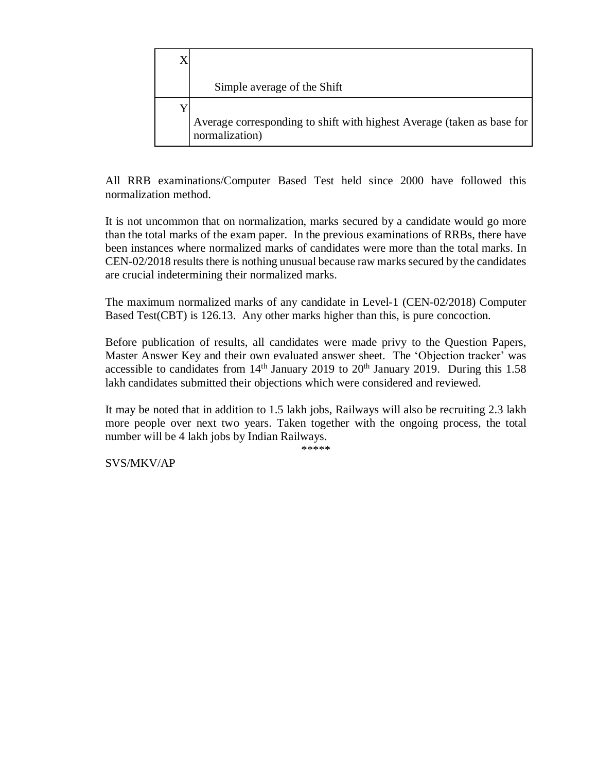| | |
|---|---|
| X | Simple average of the Shift |
| Y | Average corresponding to shift with highest Average (taken as base for normalization) |

All RRB examinations/Computer Based Test held since 2000 have followed this normalization method.

It is not uncommon that on normalization, marks secured by a candidate would go more than the total marks of the exam paper. In the previous examinations of RRBs, there have been instances where normalized marks of candidates were more than the total marks. In CEN-02/2018 results there is nothing unusual because raw marks secured by the candidates are crucial indetermining their normalized marks.

The maximum normalized marks of any candidate in Level-1 (CEN-02/2018) Computer Based Test(CBT) is 126.13. Any other marks higher than this, is pure concoction.

Before publication of results, all candidates were made privy to the Question Papers, Master Answer Key and their own evaluated answer sheet. The 'Objection tracker' was accessible to candidates from 14th January 2019 to 20th January 2019. During this 1.58 lakh candidates submitted their objections which were considered and reviewed.

It may be noted that in addition to 1.5 lakh jobs, Railways will also be recruiting 2.3 lakh more people over next two years. Taken together with the ongoing process, the total number will be 4 lakh jobs by Indian Railways.

*****

SVS/MKV/AP